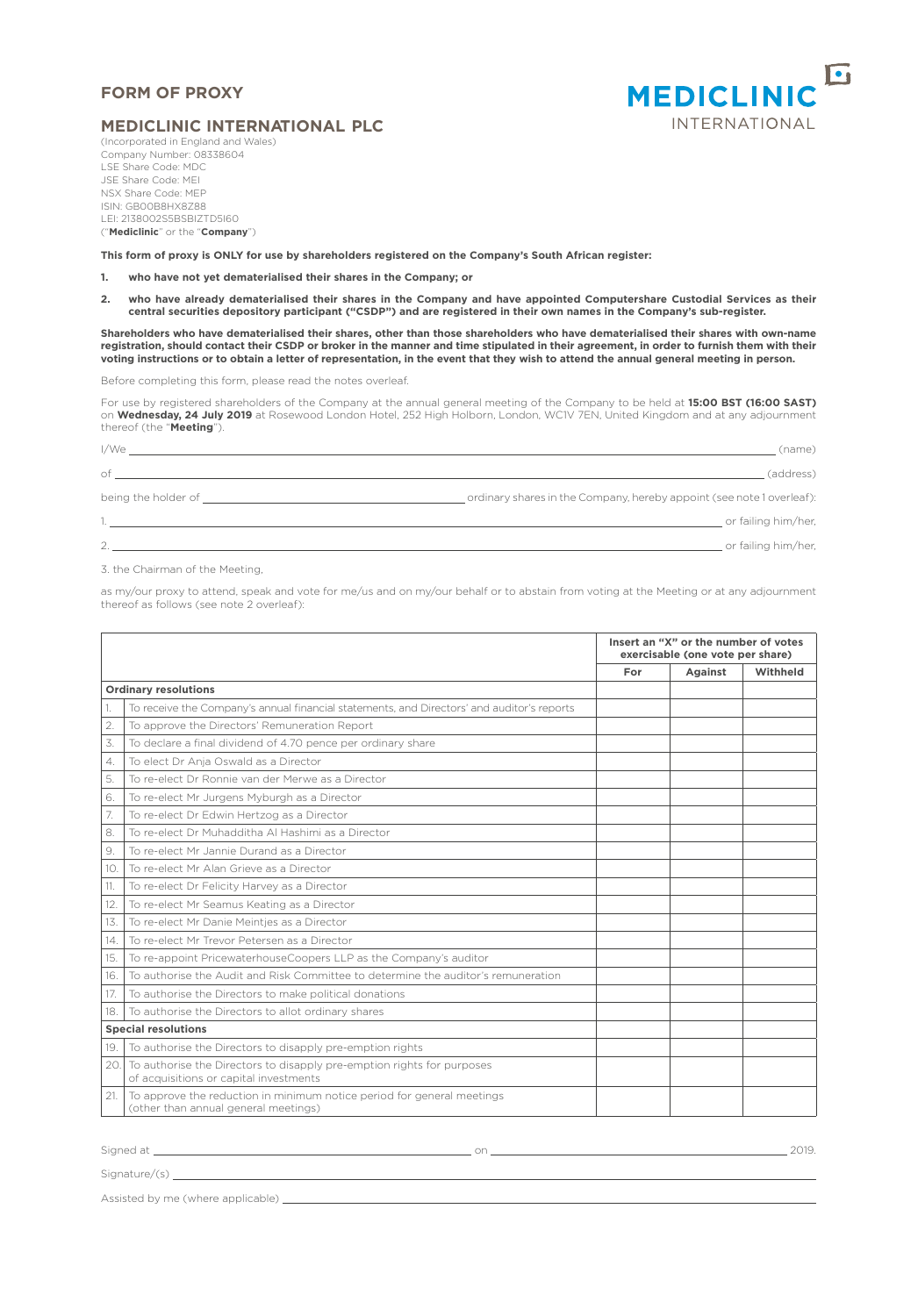# FORM OF PROXY

MEDICLINIC INTERNATIONAL

## MEDICLINIC INTERNATIONAL PLC

(Incorporated in England and Wales)
Company Number: 08338604
LSE Share Code: MDC
JSE Share Code: MEI
NSX Share Code: MEP
ISIN: GB00B8HX8Z88
LEI: 2138002S5BSBIZTD5I60
("**Mediclinic**" or the "**Company**")

**This form of proxy is ONLY for use by shareholders registered on the Company's South African register:**

1. **who have not yet dematerialised their shares in the Company; or**
2. **who have already dematerialised their shares in the Company and have appointed Computershare Custodial Services as their central securities depository participant ("CSDP") and are registered in their own names in the Company's sub-register.**

**Shareholders who have dematerialised their shares, other than those shareholders who have dematerialised their shares with own-name registration, should contact their CSDP or broker in the manner and time stipulated in their agreement, in order to furnish them with their voting instructions or to obtain a letter of representation, in the event that they wish to attend the annual general meeting in person.**

Before completing this form, please read the notes overleaf.

For use by registered shareholders of the Company at the annual general meeting of the Company to be held at **15:00 BST (16:00 SAST)** on **Wednesday, 24 July 2019** at Rosewood London Hotel, 252 High Holborn, London, WC1V 7EN, United Kingdom and at any adjournment thereof (the "**Meeting**").

I/We ______________________________ (name)

of ______________________________ (address)

being the holder of ______________ ordinary shares in the Company, hereby appoint (see note 1 overleaf):

1. ______________________________ or failing him/her,

2. ______________________________ or failing him/her,

3. the Chairman of the Meeting,

as my/our proxy to attend, speak and vote for me/us and on my/our behalf or to abstain from voting at the Meeting or at any adjournment thereof as follows (see note 2 overleaf):

| | | Insert an "X" or the number of votes exercisable (one vote per share) | | |
|---|---|---|---|---|
| | | **For** | **Against** | **Withheld** |
| **Ordinary resolutions** | | | | |
| 1. | To receive the Company's annual financial statements, and Directors' and auditor's reports | | | |
| 2. | To approve the Directors' Remuneration Report | | | |
| 3. | To declare a final dividend of 4.70 pence per ordinary share | | | |
| 4. | To elect Dr Anja Oswald as a Director | | | |
| 5. | To re-elect Dr Ronnie van der Merwe as a Director | | | |
| 6. | To re-elect Mr Jurgens Myburgh as a Director | | | |
| 7. | To re-elect Dr Edwin Hertzog as a Director | | | |
| 8. | To re-elect Dr Muhadditha Al Hashimi as a Director | | | |
| 9. | To re-elect Mr Jannie Durand as a Director | | | |
| 10. | To re-elect Mr Alan Grieve as a Director | | | |
| 11. | To re-elect Dr Felicity Harvey as a Director | | | |
| 12. | To re-elect Mr Seamus Keating as a Director | | | |
| 13. | To re-elect Mr Danie Meintjes as a Director | | | |
| 14. | To re-elect Mr Trevor Petersen as a Director | | | |
| 15. | To re-appoint PricewaterhouseCoopers LLP as the Company's auditor | | | |
| 16. | To authorise the Audit and Risk Committee to determine the auditor's remuneration | | | |
| 17. | To authorise the Directors to make political donations | | | |
| 18. | To authorise the Directors to allot ordinary shares | | | |
| **Special resolutions** | | | | |
| 19. | To authorise the Directors to disapply pre-emption rights | | | |
| 20. | To authorise the Directors to disapply pre-emption rights for purposes of acquisitions or capital investments | | | |
| 21. | To approve the reduction in minimum notice period for general meetings (other than annual general meetings) | | | |

Signed at ______________________ on ______________________ 2019.

Signature/(s) ______________________________

Assisted by me (where applicable) ______________________________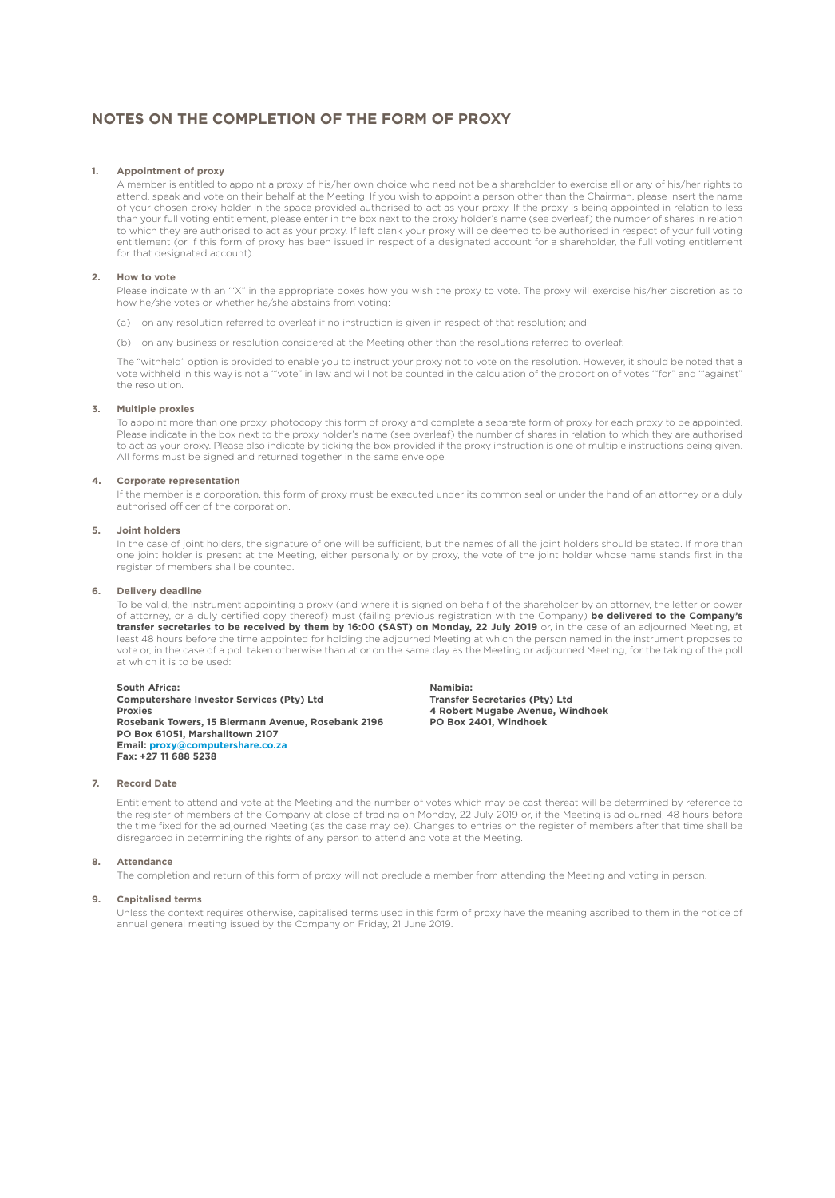# NOTES ON THE COMPLETION OF THE FORM OF PROXY

**1. Appointment of proxy**

A member is entitled to appoint a proxy of his/her own choice who need not be a shareholder to exercise all or any of his/her rights to attend, speak and vote on their behalf at the Meeting. If you wish to appoint a person other than the Chairman, please insert the name of your chosen proxy holder in the space provided authorised to act as your proxy. If the proxy is being appointed in relation to less than your full voting entitlement, please enter in the box next to the proxy holder's name (see overleaf) the number of shares in relation to which they are authorised to act as your proxy. If left blank your proxy will be deemed to be authorised in respect of your full voting entitlement (or if this form of proxy has been issued in respect of a designated account for a shareholder, the full voting entitlement for that designated account).

**2. How to vote**

Please indicate with an '"X" in the appropriate boxes how you wish the proxy to vote. The proxy will exercise his/her discretion as to how he/she votes or whether he/she abstains from voting:

(a) on any resolution referred to overleaf if no instruction is given in respect of that resolution; and

(b) on any business or resolution considered at the Meeting other than the resolutions referred to overleaf.

The "withheld" option is provided to enable you to instruct your proxy not to vote on the resolution. However, it should be noted that a vote withheld in this way is not a '"vote" in law and will not be counted in the calculation of the proportion of votes '"for" and '"against" the resolution.

**3. Multiple proxies**

To appoint more than one proxy, photocopy this form of proxy and complete a separate form of proxy for each proxy to be appointed. Please indicate in the box next to the proxy holder's name (see overleaf) the number of shares in relation to which they are authorised to act as your proxy. Please also indicate by ticking the box provided if the proxy instruction is one of multiple instructions being given. All forms must be signed and returned together in the same envelope.

**4. Corporate representation**

If the member is a corporation, this form of proxy must be executed under its common seal or under the hand of an attorney or a duly authorised officer of the corporation.

**5. Joint holders**

In the case of joint holders, the signature of one will be sufficient, but the names of all the joint holders should be stated. If more than one joint holder is present at the Meeting, either personally or by proxy, the vote of the joint holder whose name stands first in the register of members shall be counted.

**6. Delivery deadline**

To be valid, the instrument appointing a proxy (and where it is signed on behalf of the shareholder by an attorney, the letter or power of attorney, or a duly certified copy thereof) must (failing previous registration with the Company) **be delivered to the Company's transfer secretaries to be received by them by 16:00 (SAST) on Monday, 22 July 2019** or, in the case of an adjourned Meeting, at least 48 hours before the time appointed for holding the adjourned Meeting at which the person named in the instrument proposes to vote or, in the case of a poll taken otherwise than at or on the same day as the Meeting or adjourned Meeting, for the taking of the poll at which it is to be used:

**South Africa:**
**Computershare Investor Services (Pty) Ltd**
**Proxies**
**Rosebank Towers, 15 Biermann Avenue, Rosebank 2196**
**PO Box 61051, Marshalltown 2107**
**Email: proxy@computershare.co.za**
**Fax: +27 11 688 5238**

**Namibia:**
**Transfer Secretaries (Pty) Ltd**
**4 Robert Mugabe Avenue, Windhoek**
**PO Box 2401, Windhoek**

**7. Record Date**

Entitlement to attend and vote at the Meeting and the number of votes which may be cast thereat will be determined by reference to the register of members of the Company at close of trading on Monday, 22 July 2019 or, if the Meeting is adjourned, 48 hours before the time fixed for the adjourned Meeting (as the case may be). Changes to entries on the register of members after that time shall be disregarded in determining the rights of any person to attend and vote at the Meeting.

**8. Attendance**

The completion and return of this form of proxy will not preclude a member from attending the Meeting and voting in person.

**9. Capitalised terms**

Unless the context requires otherwise, capitalised terms used in this form of proxy have the meaning ascribed to them in the notice of annual general meeting issued by the Company on Friday, 21 June 2019.